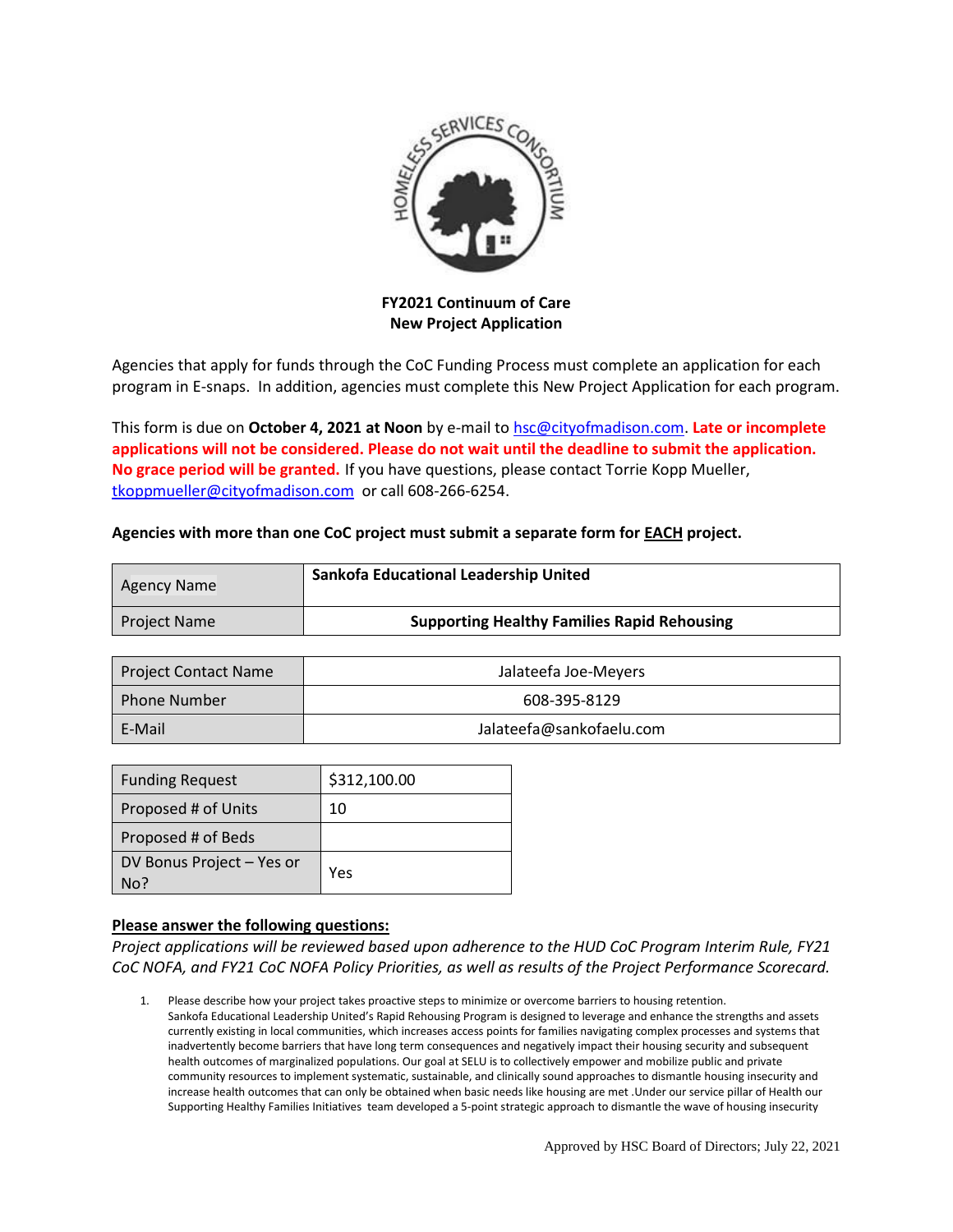**FY2021 Continuum of Care**
**New Project Application**

Agencies that apply for funds through the CoC Funding Process must complete an application for each program in E-snaps. In addition, agencies must complete this New Project Application for each program.

This form is due on **October 4, 2021 at Noon** by e-mail to hsc@cityofmadison.com. **Late or incomplete applications will not be considered. Please do not wait until the deadline to submit the application. No grace period will be granted.** If you have questions, please contact Torrie Kopp Mueller, tkoppmueller@cityofmadison.com or call 608-266-6254.

**Agencies with more than one CoC project must submit a separate form for EACH project.**

| | |
|---|---|
| Agency Name | **Sankofa Educational Leadership United** |
| Project Name | **Supporting Healthy Families Rapid Rehousing** |

| | |
|---|---|
| Project Contact Name | Jalateefa Joe-Meyers |
| Phone Number | 608-395-8129 |
| E-Mail | Jalateefa@sankofaelu.com |

| | |
|---|---|
| Funding Request | $312,100.00 |
| Proposed # of Units | 10 |
| Proposed # of Beds | |
| DV Bonus Project – Yes or No? | Yes |

**Please answer the following questions:**

*Project applications will be reviewed based upon adherence to the HUD CoC Program Interim Rule, FY21 CoC NOFA, and FY21 CoC NOFA Policy Priorities, as well as results of the Project Performance Scorecard.*

1. Please describe how your project takes proactive steps to minimize or overcome barriers to housing retention.
Sankofa Educational Leadership United's Rapid Rehousing Program is designed to leverage and enhance the strengths and assets currently existing in local communities, which increases access points for families navigating complex processes and systems that inadvertently become barriers that have long term consequences and negatively impact their housing security and subsequent health outcomes of marginalized populations. Our goal at SELU is to collectively empower and mobilize public and private community resources to implement systematic, sustainable, and clinically sound approaches to dismantle housing insecurity and increase health outcomes that can only be obtained when basic needs like housing are met .Under our service pillar of Health our Supporting Healthy Families Initiatives team developed a 5-point strategic approach to dismantle the wave of housing insecurity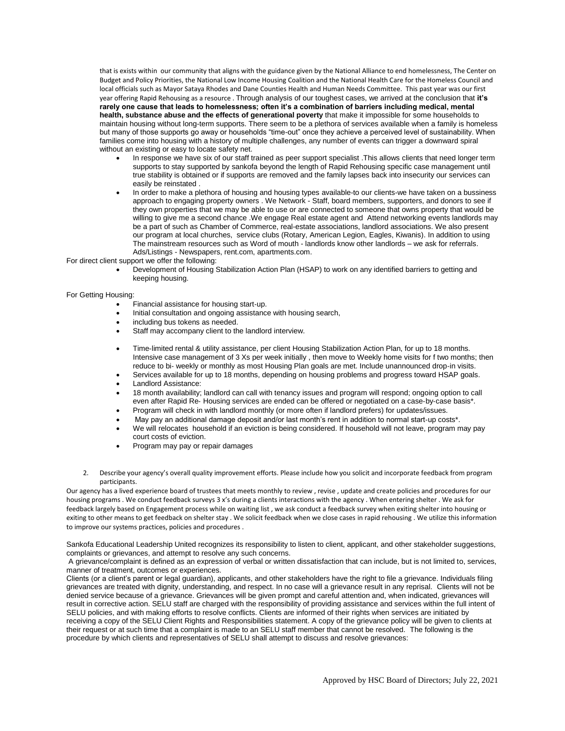that is exists within our community that aligns with the guidance given by the National Alliance to end homelessness, The Center on Budget and Policy Priorities, the National Low Income Housing Coalition and the National Health Care for the Homeless Council and local officials such as Mayor Sataya Rhodes and Dane Counties Health and Human Needs Committee. This past year was our first year offering Rapid Rehousing as a resource . Through analysis of our toughest cases, we arrived at the conclusion that **it's rarely one cause that leads to homelessness; often it's a combination of barriers including medical, mental health, substance abuse and the effects of generational poverty** that make it impossible for some households to maintain housing without long-term supports. There seem to be a plethora of services available when a family is homeless but many of those supports go away or households "time-out" once they achieve a perceived level of sustainability. When families come into housing with a history of multiple challenges, any number of events can trigger a downward spiral without an existing or easy to locate safety net.

- In response we have six of our staff trained as peer support specialist .This allows clients that need longer term supports to stay supported by sankofa beyond the length of Rapid Rehousing specific case management until true stability is obtained or if supports are removed and the family lapses back into insecurity our services can easily be reinstated .
- In order to make a plethora of housing and housing types available-to our clients-we have taken on a bussiness approach to engaging property owners . We Network - Staff, board members, supporters, and donors to see if they own properties that we may be able to use or are connected to someone that owns property that would be willing to give me a second chance .We engage Real estate agent and Attend networking events landlords may be a part of such as Chamber of Commerce, real-estate associations, landlord associations. We also present our program at local churches, service clubs (Rotary, American Legion, Eagles, Kiwanis). In addition to using The mainstream resources such as Word of mouth - landlords know other landlords – we ask for referrals. Ads/Listings - Newspapers, rent.com, apartments.com.

For direct client support we offer the following:

- Development of Housing Stabilization Action Plan (HSAP) to work on any identified barriers to getting and keeping housing.

For Getting Housing:

- Financial assistance for housing start-up.
- Initial consultation and ongoing assistance with housing search,
- including bus tokens as needed.
- Staff may accompany client to the landlord interview.
- Time-limited rental & utility assistance, per client Housing Stabilization Action Plan, for up to 18 months. Intensive case management of 3 Xs per week initially , then move to Weekly home visits for f two months; then reduce to bi- weekly or monthly as most Housing Plan goals are met. Include unannounced drop-in visits.
- Services available for up to 18 months, depending on housing problems and progress toward HSAP goals.
- Landlord Assistance:
- 18 month availability; landlord can call with tenancy issues and program will respond; ongoing option to call even after Rapid Re- Housing services are ended can be offered or negotiated on a case-by-case basis*.
- Program will check in with landlord monthly (or more often if landlord prefers) for updates/issues.
- May pay an additional damage deposit and/or last month's rent in addition to normal start-up costs*.
- We will relocates household if an eviction is being considered. If household will not leave, program may pay court costs of eviction.
- Program may pay or repair damages

2. Describe your agency's overall quality improvement efforts. Please include how you solicit and incorporate feedback from program participants.

Our agency has a lived experience board of trustees that meets monthly to review , revise , update and create policies and procedures for our housing programs . We conduct feedback surveys 3 x's during a clients interactions with the agency . When entering shelter . We ask for feedback largely based on Engagement process while on waiting list , we ask conduct a feedback survey when exiting shelter into housing or exiting to other means to get feedback on shelter stay . We solicit feedback when we close cases in rapid rehousing . We utilize this information to improve our systems practices, policies and procedures .

Sankofa Educational Leadership United recognizes its responsibility to listen to client, applicant, and other stakeholder suggestions, complaints or grievances, and attempt to resolve any such concerns.

A grievance/complaint is defined as an expression of verbal or written dissatisfaction that can include, but is not limited to, services, manner of treatment, outcomes or experiences.

Clients (or a client's parent or legal guardian), applicants, and other stakeholders have the right to file a grievance. Individuals filing grievances are treated with dignity, understanding, and respect. In no case will a grievance result in any reprisal. Clients will not be denied service because of a grievance. Grievances will be given prompt and careful attention and, when indicated, grievances will result in corrective action. SELU staff are charged with the responsibility of providing assistance and services within the full intent of SELU policies, and with making efforts to resolve conflicts. Clients are informed of their rights when services are initiated by receiving a copy of the SELU Client Rights and Responsibilities statement. A copy of the grievance policy will be given to clients at their request or at such time that a complaint is made to an SELU staff member that cannot be resolved. The following is the procedure by which clients and representatives of SELU shall attempt to discuss and resolve grievances:

Approved by HSC Board of Directors; July 22, 2021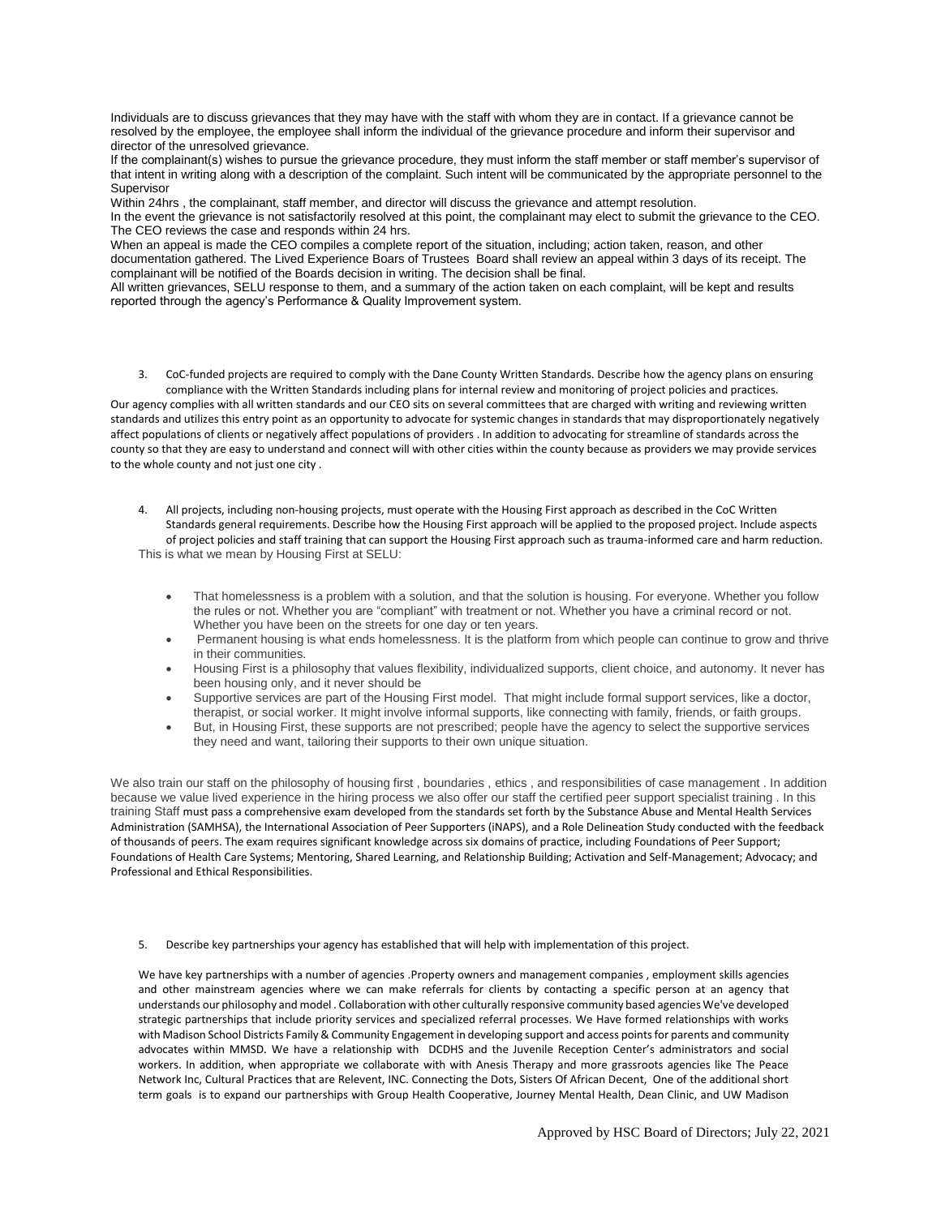Individuals are to discuss grievances that they may have with the staff with whom they are in contact. If a grievance cannot be resolved by the employee, the employee shall inform the individual of the grievance procedure and inform their supervisor and director of the unresolved grievance.

If the complainant(s) wishes to pursue the grievance procedure, they must inform the staff member or staff member's supervisor of that intent in writing along with a description of the complaint. Such intent will be communicated by the appropriate personnel to the Supervisor

Within 24hrs , the complainant, staff member, and director will discuss the grievance and attempt resolution.

In the event the grievance is not satisfactorily resolved at this point, the complainant may elect to submit the grievance to the CEO. The CEO reviews the case and responds within 24 hrs.

When an appeal is made the CEO compiles a complete report of the situation, including; action taken, reason, and other documentation gathered. The Lived Experience Boars of Trustees Board shall review an appeal within 3 days of its receipt. The complainant will be notified of the Boards decision in writing. The decision shall be final.

All written grievances, SELU response to them, and a summary of the action taken on each complaint, will be kept and results reported through the agency's Performance & Quality Improvement system.

3. CoC-funded projects are required to comply with the Dane County Written Standards. Describe how the agency plans on ensuring compliance with the Written Standards including plans for internal review and monitoring of project policies and practices.

Our agency complies with all written standards and our CEO sits on several committees that are charged with writing and reviewing written standards and utilizes this entry point as an opportunity to advocate for systemic changes in standards that may disproportionately negatively affect populations of clients or negatively affect populations of providers . In addition to advocating for streamline of standards across the county so that they are easy to understand and connect will with other cities within the county because as providers we may provide services to the whole county and not just one city .

4. All projects, including non-housing projects, must operate with the Housing First approach as described in the CoC Written Standards general requirements. Describe how the Housing First approach will be applied to the proposed project. Include aspects of project policies and staff training that can support the Housing First approach such as trauma-informed care and harm reduction.

This is what we mean by Housing First at SELU:

- That homelessness is a problem with a solution, and that the solution is housing. For everyone. Whether you follow the rules or not. Whether you are "compliant" with treatment or not. Whether you have a criminal record or not. Whether you have been on the streets for one day or ten years.
- Permanent housing is what ends homelessness. It is the platform from which people can continue to grow and thrive in their communities.
- Housing First is a philosophy that values flexibility, individualized supports, client choice, and autonomy. It never has been housing only, and it never should be
- Supportive services are part of the Housing First model. That might include formal support services, like a doctor, therapist, or social worker. It might involve informal supports, like connecting with family, friends, or faith groups.
- But, in Housing First, these supports are not prescribed; people have the agency to select the supportive services they need and want, tailoring their supports to their own unique situation.

We also train our staff on the philosophy of housing first , boundaries , ethics , and responsibilities of case management . In addition because we value lived experience in the hiring process we also offer our staff the certified peer support specialist training . In this training Staff must pass a comprehensive exam developed from the standards set forth by the Substance Abuse and Mental Health Services Administration (SAMHSA), the International Association of Peer Supporters (iNAPS), and a Role Delineation Study conducted with the feedback of thousands of peers. The exam requires significant knowledge across six domains of practice, including Foundations of Peer Support; Foundations of Health Care Systems; Mentoring, Shared Learning, and Relationship Building; Activation and Self-Management; Advocacy; and Professional and Ethical Responsibilities.

5. Describe key partnerships your agency has established that will help with implementation of this project.

We have key partnerships with a number of agencies .Property owners and management companies , employment skills agencies and other mainstream agencies where we can make referrals for clients by contacting a specific person at an agency that understands our philosophy and model . Collaboration with other culturally responsive community based agencies We've developed strategic partnerships that include priority services and specialized referral processes. We Have formed relationships with works with Madison School Districts Family & Community Engagement in developing support and access points for parents and community advocates within MMSD. We have a relationship with DCDHS and the Juvenile Reception Center's administrators and social workers. In addition, when appropriate we collaborate with with Anesis Therapy and more grassroots agencies like The Peace Network Inc, Cultural Practices that are Relevent, INC. Connecting the Dots, Sisters Of African Decent, One of the additional short term goals is to expand our partnerships with Group Health Cooperative, Journey Mental Health, Dean Clinic, and UW Madison

Approved by HSC Board of Directors; July 22, 2021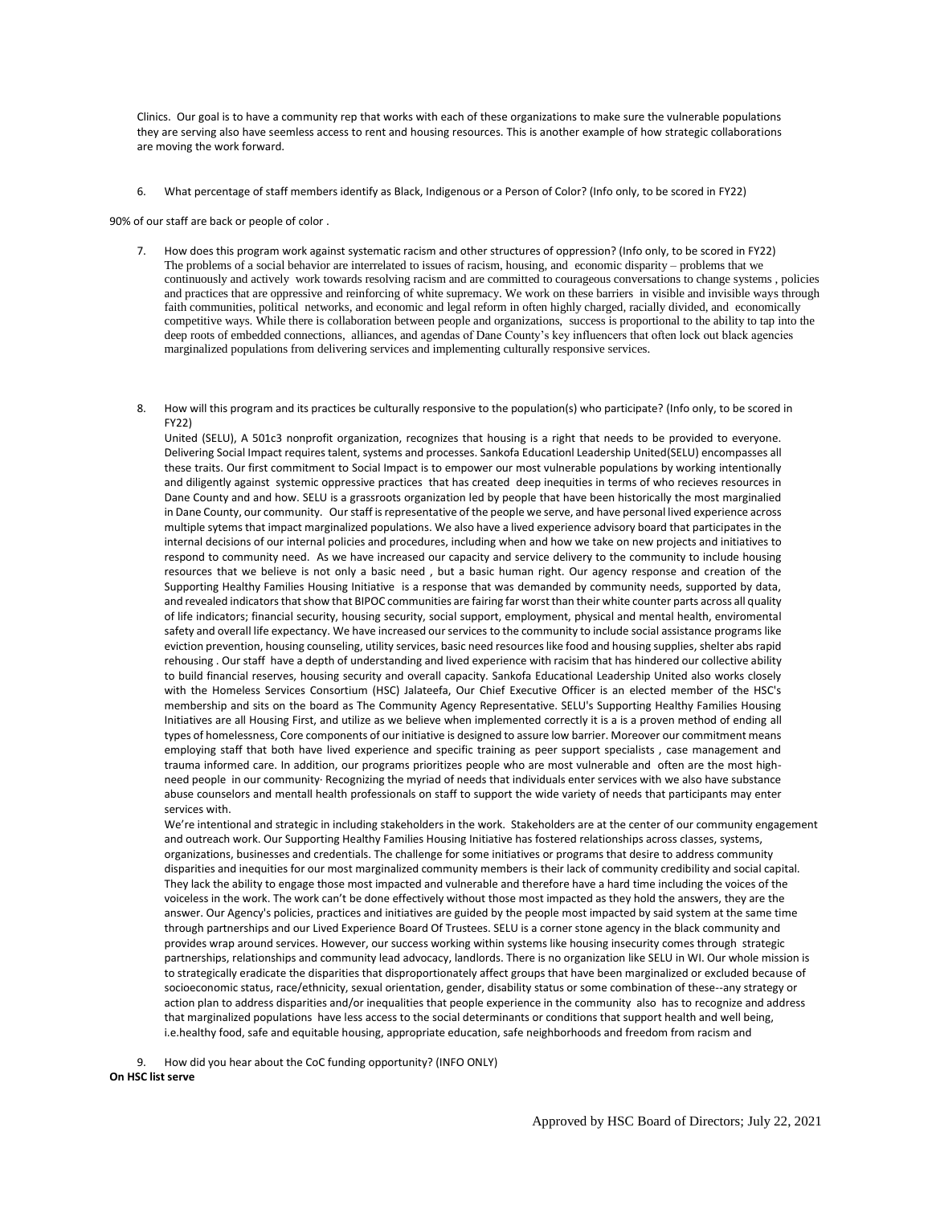Clinics. Our goal is to have a community rep that works with each of these organizations to make sure the vulnerable populations they are serving also have seemless access to rent and housing resources. This is another example of how strategic collaborations are moving the work forward.

6. What percentage of staff members identify as Black, Indigenous or a Person of Color? (Info only, to be scored in FY22)

90% of our staff are back or people of color .

7. How does this program work against systematic racism and other structures of oppression? (Info only, to be scored in FY22)
   The problems of a social behavior are interrelated to issues of racism, housing, and economic disparity – problems that we continuously and actively work towards resolving racism and are committed to courageous conversations to change systems , policies and practices that are oppressive and reinforcing of white supremacy. We work on these barriers in visible and invisible ways through faith communities, political networks, and economic and legal reform in often highly charged, racially divided, and economically competitive ways. While there is collaboration between people and organizations, success is proportional to the ability to tap into the deep roots of embedded connections, alliances, and agendas of Dane County's key influencers that often lock out black agencies marginalized populations from delivering services and implementing culturally responsive services.

8. How will this program and its practices be culturally responsive to the population(s) who participate? (Info only, to be scored in FY22)
   United (SELU), A 501c3 nonprofit organization, recognizes that housing is a right that needs to be provided to everyone. Delivering Social Impact requires talent, systems and processes. Sankofa Educationl Leadership United(SELU) encompasses all these traits. Our first commitment to Social Impact is to empower our most vulnerable populations by working intentionally and diligently against systemic oppressive practices that has created deep inequities in terms of who recieves resources in Dane County and and how. SELU is a grassroots organization led by people that have been historically the most marginalied in Dane County, our community. Our staff is representative of the people we serve, and have personal lived experience across multiple sytems that impact marginalized populations. We also have a lived experience advisory board that participates in the internal decisions of our internal policies and procedures, including when and how we take on new projects and initiatives to respond to community need. As we have increased our capacity and service delivery to the community to include housing resources that we believe is not only a basic need , but a basic human right. Our agency response and creation of the Supporting Healthy Families Housing Initiative is a response that was demanded by community needs, supported by data, and revealed indicators that show that BIPOC communities are fairing far worst than their white counter parts across all quality of life indicators; financial security, housing security, social support, employment, physical and mental health, enviromental safety and overall life expectancy. We have increased our services to the community to include social assistance programs like eviction prevention, housing counseling, utility services, basic need resources like food and housing supplies, shelter abs rapid rehousing . Our staff have a depth of understanding and lived experience with racisim that has hindered our collective ability to build financial reserves, housing security and overall capacity. Sankofa Educational Leadership United also works closely with the Homeless Services Consortium (HSC) Jalateefa, Our Chief Executive Officer is an elected member of the HSC's membership and sits on the board as The Community Agency Representative. SELU's Supporting Healthy Families Housing Initiatives are all Housing First, and utilize as we believe when implemented correctly it is a is a proven method of ending all types of homelessness, Core components of our initiative is designed to assure low barrier. Moreover our commitment means employing staff that both have lived experience and specific training as peer support specialists , case management and trauma informed care. In addition, our programs prioritizes people who are most vulnerable and often are the most high-need people in our community· Recognizing the myriad of needs that individuals enter services with we also have substance abuse counselors and mentall health professionals on staff to support the wide variety of needs that participants may enter services with.
   
   We're intentional and strategic in including stakeholders in the work. Stakeholders are at the center of our community engagement and outreach work. Our Supporting Healthy Families Housing Initiative has fostered relationships across classes, systems, organizations, businesses and credentials. The challenge for some initiatives or programs that desire to address community disparities and inequities for our most marginalized community members is their lack of community credibility and social capital. They lack the ability to engage those most impacted and vulnerable and therefore have a hard time including the voices of the voiceless in the work. The work can't be done effectively without those most impacted as they hold the answers, they are the answer. Our Agency's policies, practices and initiatives are guided by the people most impacted by said system at the same time through partnerships and our Lived Experience Board Of Trustees. SELU is a corner stone agency in the black community and provides wrap around services. However, our success working within systems like housing insecurity comes through strategic partnerships, relationships and community lead advocacy, landlords. There is no organization like SELU in WI. Our whole mission is to strategically eradicate the disparities that disproportionately affect groups that have been marginalized or excluded because of socioeconomic status, race/ethnicity, sexual orientation, gender, disability status or some combination of these--any strategy or action plan to address disparities and/or inequalities that people experience in the community also has to recognize and address that marginalized populations have less access to the social determinants or conditions that support health and well being, i.e.healthy food, safe and equitable housing, appropriate education, safe neighborhoods and freedom from racism and

9. How did you hear about the CoC funding opportunity? (INFO ONLY)

**On HSC list serve**

Approved by HSC Board of Directors; July 22, 2021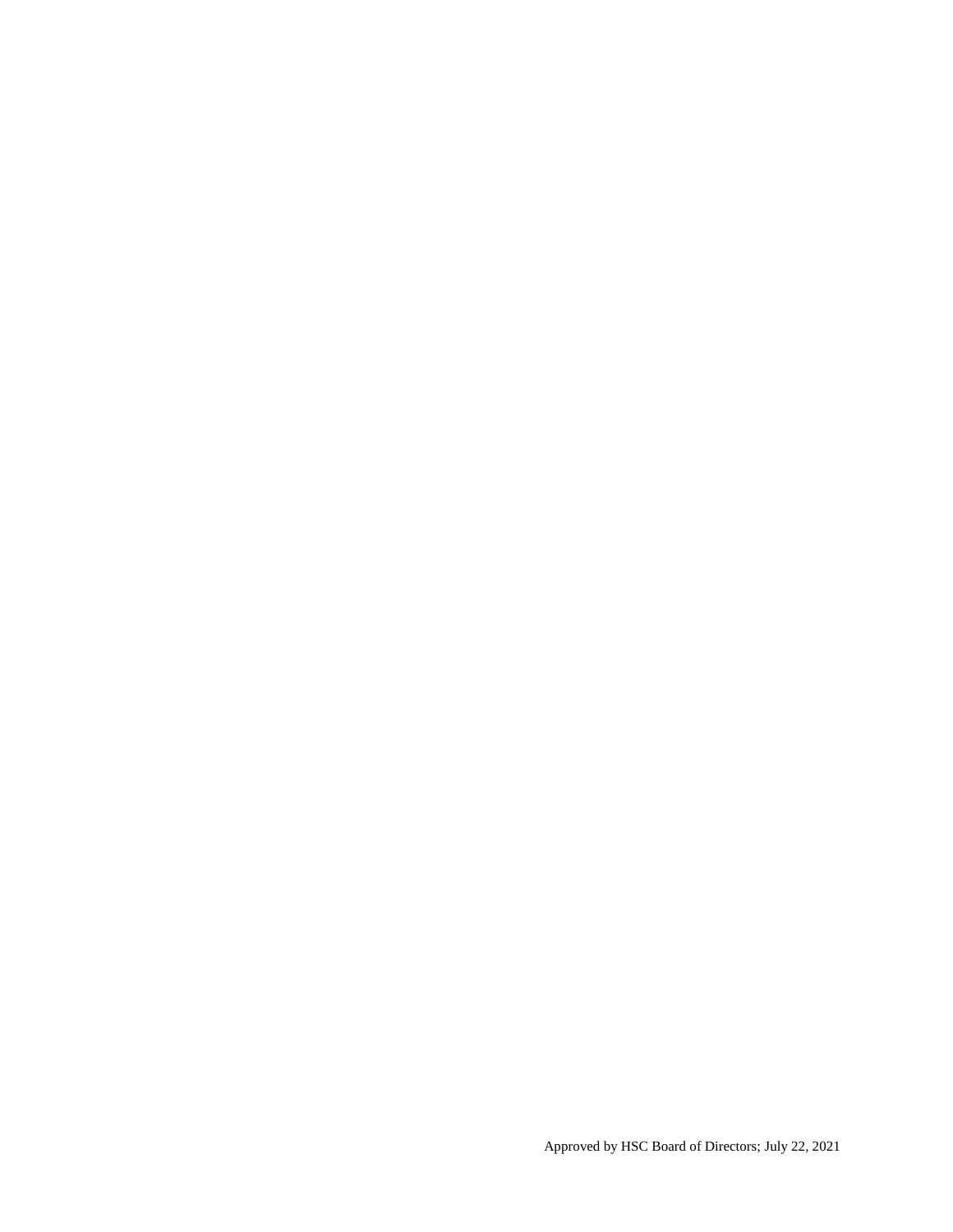Approved by HSC Board of Directors; July 22, 2021